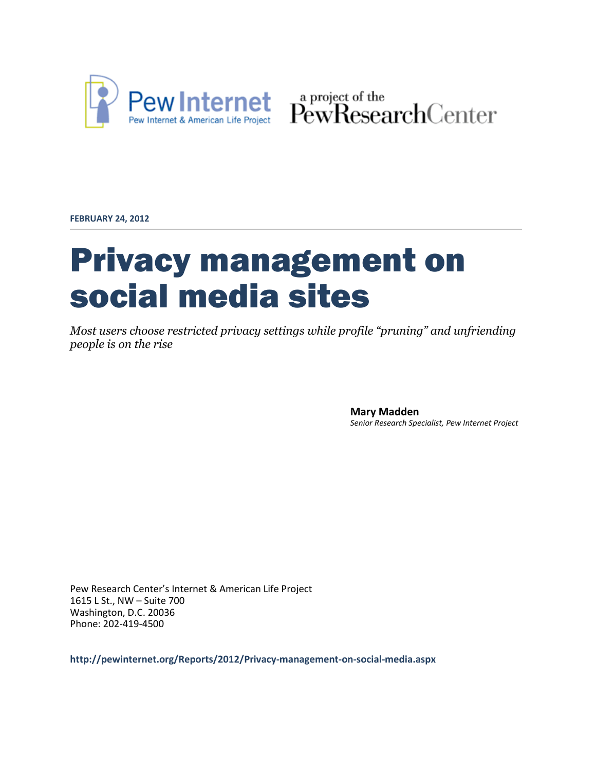Pew Internet

Pew Internet & American Life Project

a project of the PewResearchCenter

**FEBRUARY 24, 2012**

# Privacy management on social media sites

*Most users choose restricted privacy settings while profile "pruning" and unfriending people is on the rise*

**Mary Madden**
*Senior Research Specialist, Pew Internet Project*

Pew Research Center's Internet & American Life Project
1615 L St., NW – Suite 700
Washington, D.C. 20036
Phone: 202-419-4500

**http://pewinternet.org/Reports/2012/Privacy-management-on-social-media.aspx**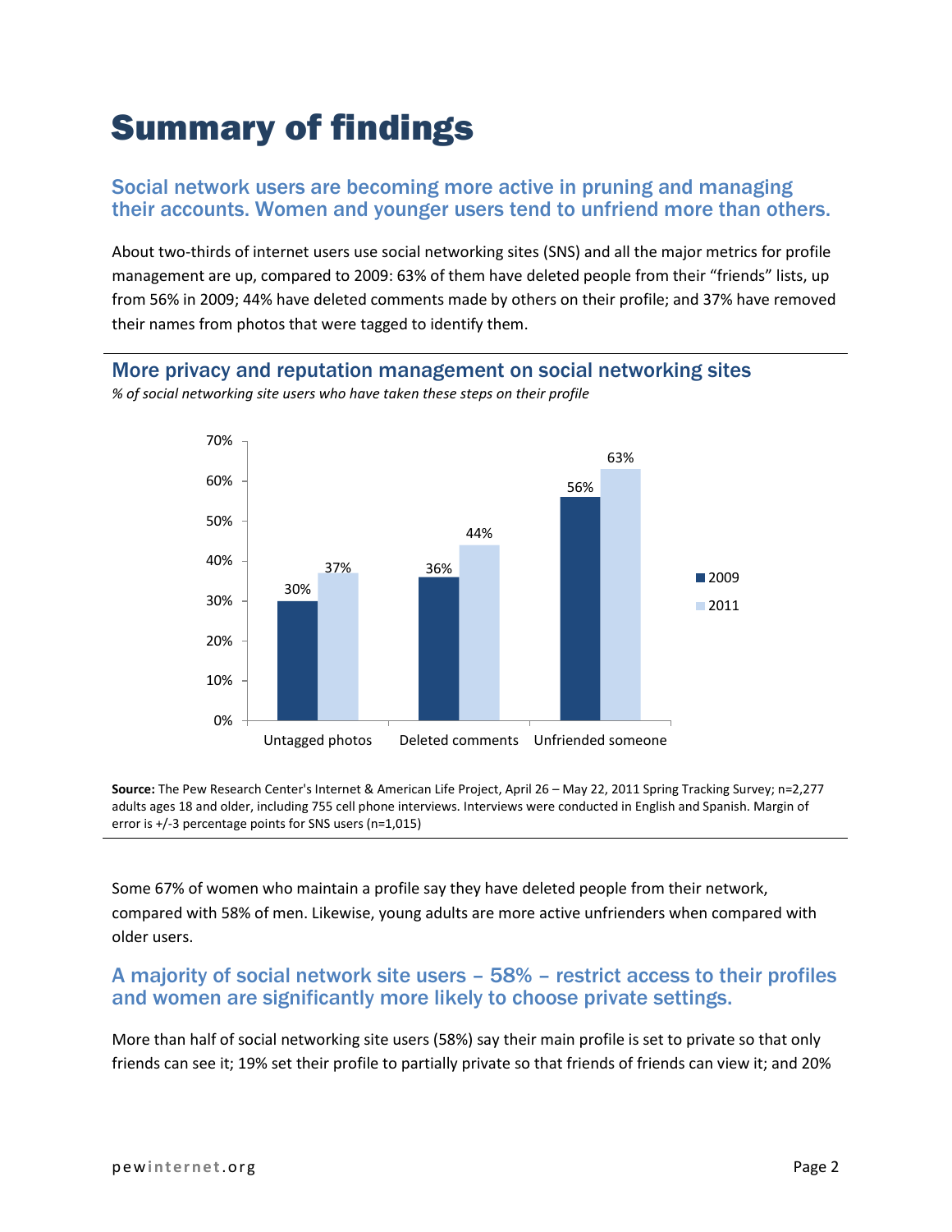# Summary of findings

## Social network users are becoming more active in pruning and managing their accounts. Women and younger users tend to unfriend more than others.

About two-thirds of internet users use social networking sites (SNS) and all the major metrics for profile management are up, compared to 2009: 63% of them have deleted people from their "friends" lists, up from 56% in 2009; 44% have deleted comments made by others on their profile; and 37% have removed their names from photos that were tagged to identify them.

### More privacy and reputation management on social networking sites

*% of social networking site users who have taken these steps on their profile*

| | 2009 | 2011 |
|---|---|---|
| Untagged photos | 30% | 37% |
| Deleted comments | 36% | 44% |
| Unfriended someone | 56% | 63% |

**Source:** The Pew Research Center's Internet & American Life Project, April 26 – May 22, 2011 Spring Tracking Survey; n=2,277 adults ages 18 and older, including 755 cell phone interviews. Interviews were conducted in English and Spanish. Margin of error is +/-3 percentage points for SNS users (n=1,015)

Some 67% of women who maintain a profile say they have deleted people from their network, compared with 58% of men. Likewise, young adults are more active unfrienders when compared with older users.

## A majority of social network site users – 58% – restrict access to their profiles and women are significantly more likely to choose private settings.

More than half of social networking site users (58%) say their main profile is set to private so that only friends can see it; 19% set their profile to partially private so that friends of friends can view it; and 20%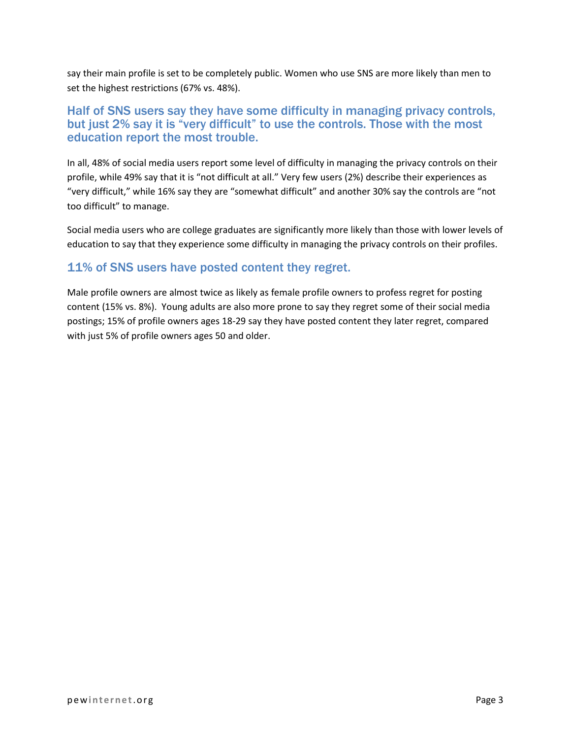say their main profile is set to be completely public. Women who use SNS are more likely than men to set the highest restrictions (67% vs. 48%).

## Half of SNS users say they have some difficulty in managing privacy controls, but just 2% say it is "very difficult" to use the controls. Those with the most education report the most trouble.

In all, 48% of social media users report some level of difficulty in managing the privacy controls on their profile, while 49% say that it is "not difficult at all." Very few users (2%) describe their experiences as "very difficult," while 16% say they are "somewhat difficult" and another 30% say the controls are "not too difficult" to manage.

Social media users who are college graduates are significantly more likely than those with lower levels of education to say that they experience some difficulty in managing the privacy controls on their profiles.

## 11% of SNS users have posted content they regret.

Male profile owners are almost twice as likely as female profile owners to profess regret for posting content (15% vs. 8%). Young adults are also more prone to say they regret some of their social media postings; 15% of profile owners ages 18-29 say they have posted content they later regret, compared with just 5% of profile owners ages 50 and older.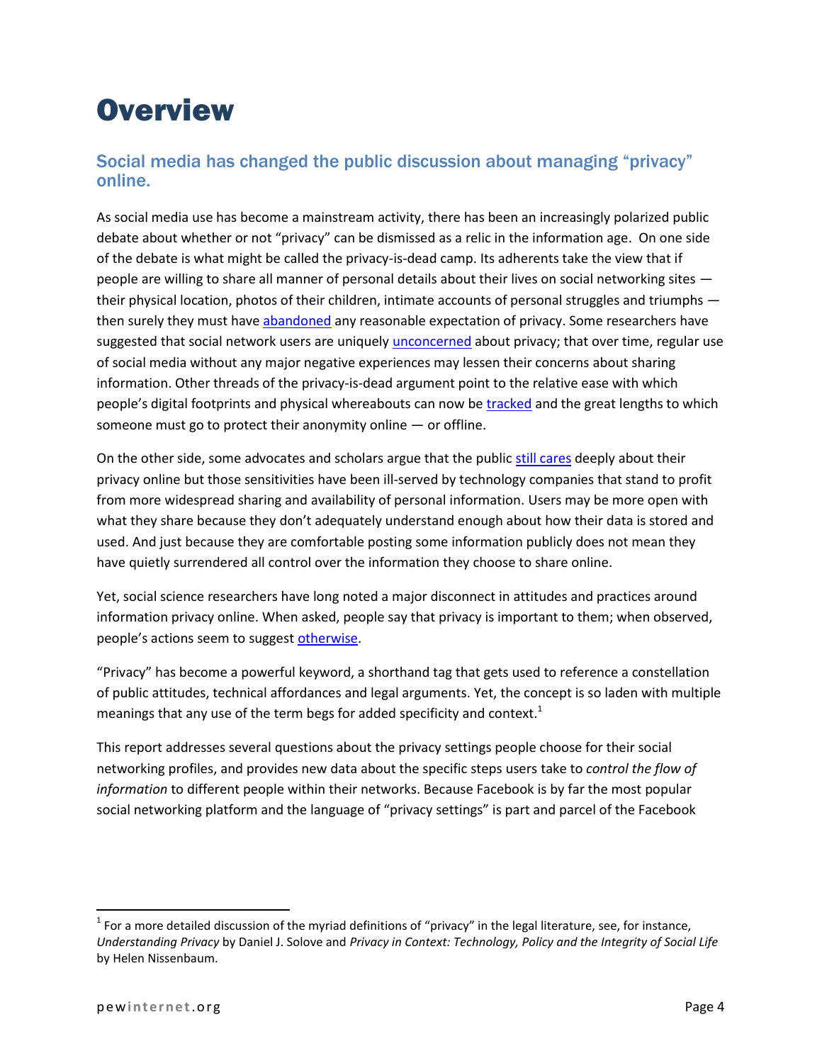# Overview

## Social media has changed the public discussion about managing "privacy" online.

As social media use has become a mainstream activity, there has been an increasingly polarized public debate about whether or not "privacy" can be dismissed as a relic in the information age. On one side of the debate is what might be called the privacy-is-dead camp. Its adherents take the view that if people are willing to share all manner of personal details about their lives on social networking sites — their physical location, photos of their children, intimate accounts of personal struggles and triumphs — then surely they must have abandoned any reasonable expectation of privacy. Some researchers have suggested that social network users are uniquely unconcerned about privacy; that over time, regular use of social media without any major negative experiences may lessen their concerns about sharing information. Other threads of the privacy-is-dead argument point to the relative ease with which people's digital footprints and physical whereabouts can now be tracked and the great lengths to which someone must go to protect their anonymity online — or offline.

On the other side, some advocates and scholars argue that the public still cares deeply about their privacy online but those sensitivities have been ill-served by technology companies that stand to profit from more widespread sharing and availability of personal information. Users may be more open with what they share because they don't adequately understand enough about how their data is stored and used. And just because they are comfortable posting some information publicly does not mean they have quietly surrendered all control over the information they choose to share online.

Yet, social science researchers have long noted a major disconnect in attitudes and practices around information privacy online. When asked, people say that privacy is important to them; when observed, people's actions seem to suggest otherwise.

"Privacy" has become a powerful keyword, a shorthand tag that gets used to reference a constellation of public attitudes, technical affordances and legal arguments. Yet, the concept is so laden with multiple meanings that any use of the term begs for added specificity and context.[1]

This report addresses several questions about the privacy settings people choose for their social networking profiles, and provides new data about the specific steps users take to *control the flow of information* to different people within their networks. Because Facebook is by far the most popular social networking platform and the language of "privacy settings" is part and parcel of the Facebook

---

[1] For a more detailed discussion of the myriad definitions of "privacy" in the legal literature, see, for instance, *Understanding Privacy* by Daniel J. Solove and *Privacy in Context: Technology, Policy and the Integrity of Social Life* by Helen Nissenbaum.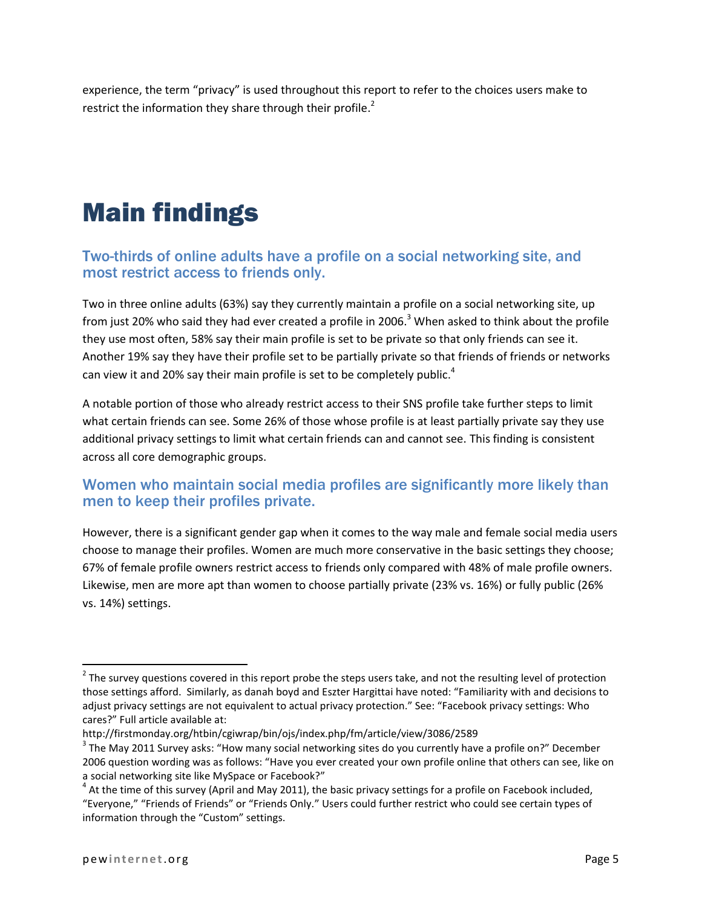experience, the term "privacy" is used throughout this report to refer to the choices users make to restrict the information they share through their profile.[2]

# Main findings

## Two-thirds of online adults have a profile on a social networking site, and most restrict access to friends only.

Two in three online adults (63%) say they currently maintain a profile on a social networking site, up from just 20% who said they had ever created a profile in 2006.[3] When asked to think about the profile they use most often, 58% say their main profile is set to be private so that only friends can see it. Another 19% say they have their profile set to be partially private so that friends of friends or networks can view it and 20% say their main profile is set to be completely public.[4]

A notable portion of those who already restrict access to their SNS profile take further steps to limit what certain friends can see. Some 26% of those whose profile is at least partially private say they use additional privacy settings to limit what certain friends can and cannot see. This finding is consistent across all core demographic groups.

## Women who maintain social media profiles are significantly more likely than men to keep their profiles private.

However, there is a significant gender gap when it comes to the way male and female social media users choose to manage their profiles. Women are much more conservative in the basic settings they choose; 67% of female profile owners restrict access to friends only compared with 48% of male profile owners. Likewise, men are more apt than women to choose partially private (23% vs. 16%) or fully public (26% vs. 14%) settings.

---

[2] The survey questions covered in this report probe the steps users take, and not the resulting level of protection those settings afford. Similarly, as danah boyd and Eszter Hargittai have noted: "Familiarity with and decisions to adjust privacy settings are not equivalent to actual privacy protection." See: "Facebook privacy settings: Who cares?" Full article available at:
http://firstmonday.org/htbin/cgiwrap/bin/ojs/index.php/fm/article/view/3086/2589

[3] The May 2011 Survey asks: "How many social networking sites do you currently have a profile on?" December 2006 question wording was as follows: "Have you ever created your own profile online that others can see, like on a social networking site like MySpace or Facebook?"

[4] At the time of this survey (April and May 2011), the basic privacy settings for a profile on Facebook included, "Everyone," "Friends of Friends" or "Friends Only." Users could further restrict who could see certain types of information through the "Custom" settings.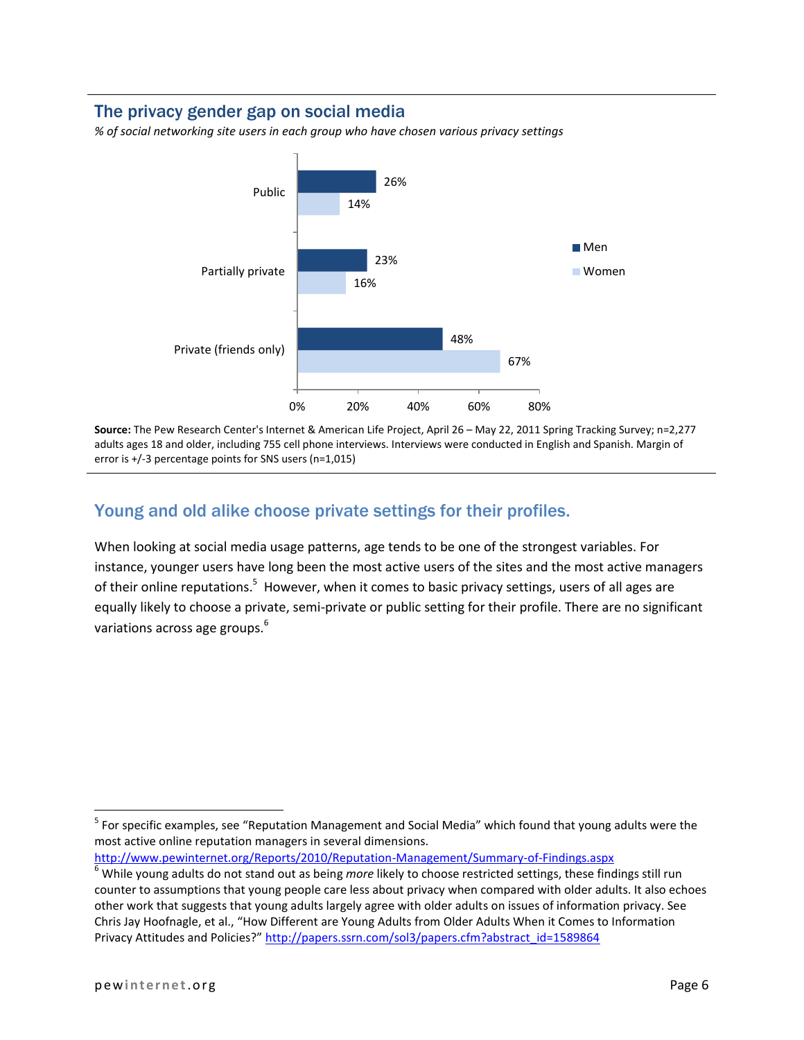## The privacy gender gap on social media

*% of social networking site users in each group who have chosen various privacy settings*

| | Men | Women |
|---|---|---|
| Public | 26% | 14% |
| Partially private | 23% | 16% |
| Private (friends only) | 48% | 67% |

**Source:** The Pew Research Center's Internet & American Life Project, April 26 – May 22, 2011 Spring Tracking Survey; n=2,277 adults ages 18 and older, including 755 cell phone interviews. Interviews were conducted in English and Spanish. Margin of error is +/-3 percentage points for SNS users (n=1,015)

## Young and old alike choose private settings for their profiles.

When looking at social media usage patterns, age tends to be one of the strongest variables. For instance, younger users have long been the most active users of the sites and the most active managers of their online reputations.[5] However, when it comes to basic privacy settings, users of all ages are equally likely to choose a private, semi-private or public setting for their profile. There are no significant variations across age groups.[6]

---

[5] For specific examples, see "Reputation Management and Social Media" which found that young adults were the most active online reputation managers in several dimensions. http://www.pewinternet.org/Reports/2010/Reputation-Management/Summary-of-Findings.aspx

[6] While young adults do not stand out as being *more* likely to choose restricted settings, these findings still run counter to assumptions that young people care less about privacy when compared with older adults. It also echoes other work that suggests that young adults largely agree with older adults on issues of information privacy. See Chris Jay Hoofnagle, et al., "How Different are Young Adults from Older Adults When it Comes to Information Privacy Attitudes and Policies?" http://papers.ssrn.com/sol3/papers.cfm?abstract_id=1589864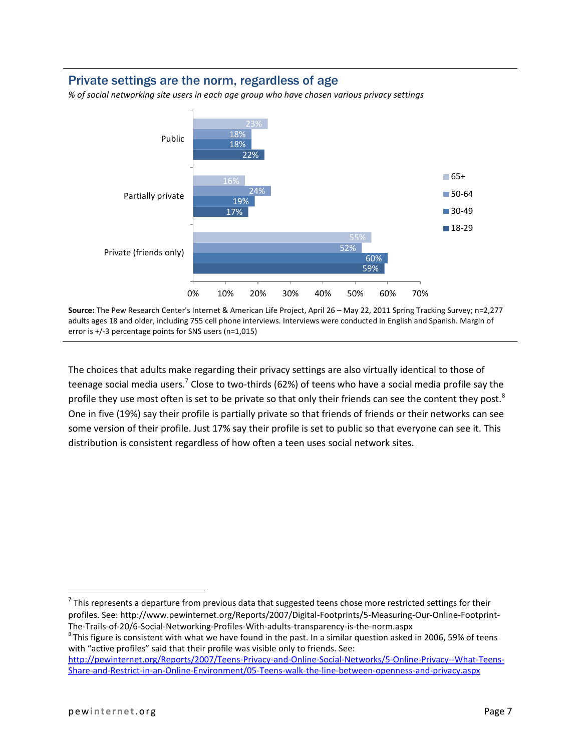## Private settings are the norm, regardless of age

*% of social networking site users in each age group who have chosen various privacy settings*

| | 65+ | 50-64 | 30-49 | 18-29 |
|---|---|---|---|---|
| Public | 23% | 18% | 18% | 22% |
| Partially private | 16% | 24% | 19% | 17% |
| Private (friends only) | 55% | 52% | 60% | 59% |

**Source:** The Pew Research Center's Internet & American Life Project, April 26 – May 22, 2011 Spring Tracking Survey; n=2,277 adults ages 18 and older, including 755 cell phone interviews. Interviews were conducted in English and Spanish. Margin of error is +/-3 percentage points for SNS users (n=1,015)

The choices that adults make regarding their privacy settings are also virtually identical to those of teenage social media users.[7] Close to two-thirds (62%) of teens who have a social media profile say the profile they use most often is set to be private so that only their friends can see the content they post.[8] One in five (19%) say their profile is partially private so that friends of friends or their networks can see some version of their profile. Just 17% say their profile is set to public so that everyone can see it. This distribution is consistent regardless of how often a teen uses social network sites.

---

[7] This represents a departure from previous data that suggested teens chose more restricted settings for their profiles. See: http://www.pewinternet.org/Reports/2007/Digital-Footprints/5-Measuring-Our-Online-Footprint-The-Trails-of-20/6-Social-Networking-Profiles-With-adults-transparency-is-the-norm.aspx

[8] This figure is consistent with what we have found in the past. In a similar question asked in 2006, 59% of teens with "active profiles" said that their profile was visible only to friends. See: http://pewinternet.org/Reports/2007/Teens-Privacy-and-Online-Social-Networks/5-Online-Privacy--What-Teens-Share-and-Restrict-in-an-Online-Environment/05-Teens-walk-the-line-between-openness-and-privacy.aspx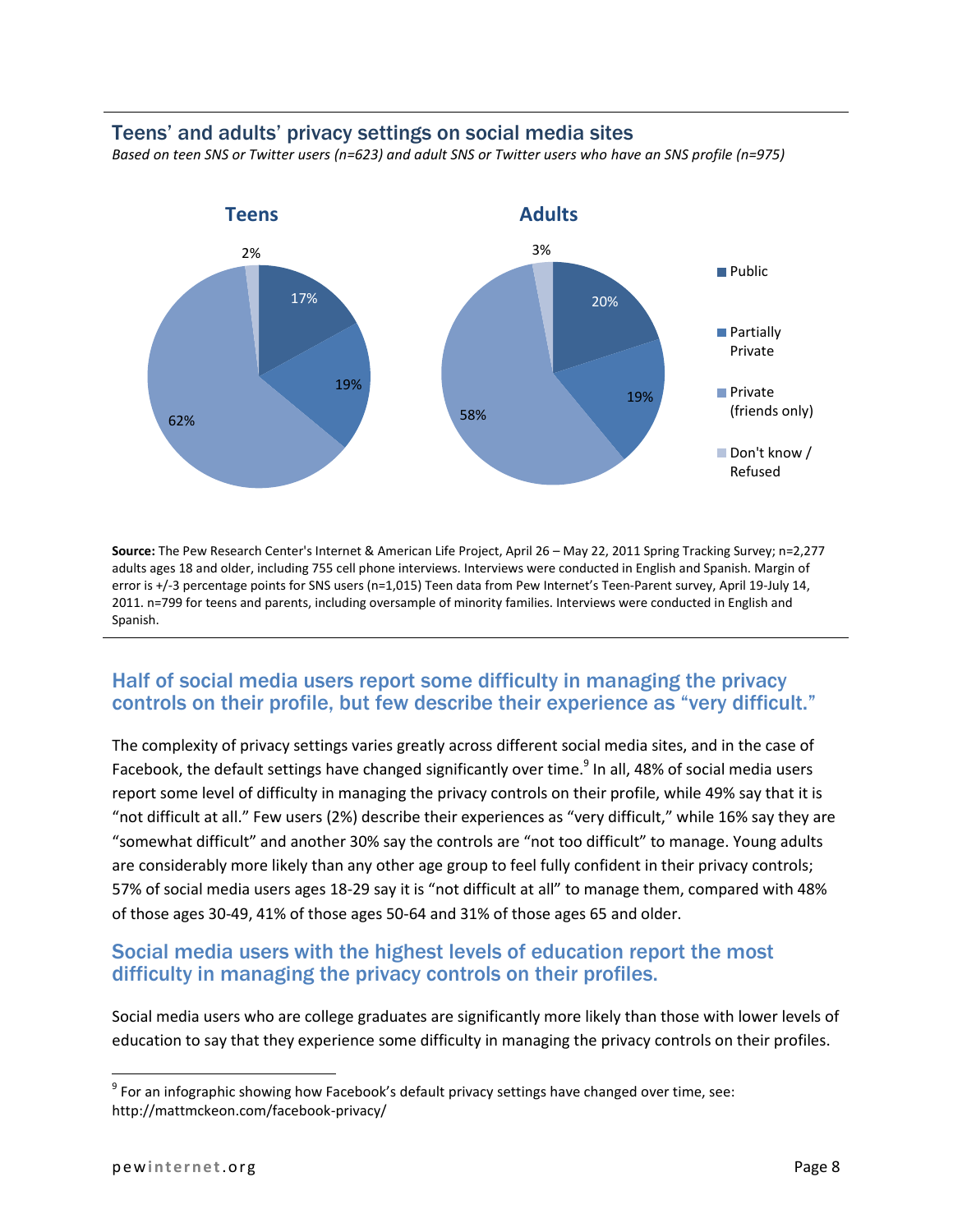## Teens' and adults' privacy settings on social media sites

*Based on teen SNS or Twitter users (n=623) and adult SNS or Twitter users who have an SNS profile (n=975)*

| | Teens | Adults |
|---|---|---|
| Public | 17% | 20% |
| Partially Private | 19% | 19% |
| Private (friends only) | 62% | 58% |
| Don't know / Refused | 2% | 3% |

**Source:** The Pew Research Center's Internet & American Life Project, April 26 – May 22, 2011 Spring Tracking Survey; n=2,277 adults ages 18 and older, including 755 cell phone interviews. Interviews were conducted in English and Spanish. Margin of error is +/-3 percentage points for SNS users (n=1,015) Teen data from Pew Internet's Teen-Parent survey, April 19-July 14, 2011. n=799 for teens and parents, including oversample of minority families. Interviews were conducted in English and Spanish.

## Half of social media users report some difficulty in managing the privacy controls on their profile, but few describe their experience as "very difficult."

The complexity of privacy settings varies greatly across different social media sites, and in the case of Facebook, the default settings have changed significantly over time.[9] In all, 48% of social media users report some level of difficulty in managing the privacy controls on their profile, while 49% say that it is "not difficult at all." Few users (2%) describe their experiences as "very difficult," while 16% say they are "somewhat difficult" and another 30% say the controls are "not too difficult" to manage. Young adults are considerably more likely than any other age group to feel fully confident in their privacy controls; 57% of social media users ages 18-29 say it is "not difficult at all" to manage them, compared with 48% of those ages 30-49, 41% of those ages 50-64 and 31% of those ages 65 and older.

## Social media users with the highest levels of education report the most difficulty in managing the privacy controls on their profiles.

Social media users who are college graduates are significantly more likely than those with lower levels of education to say that they experience some difficulty in managing the privacy controls on their profiles.

[9] For an infographic showing how Facebook's default privacy settings have changed over time, see: http://mattmckeon.com/facebook-privacy/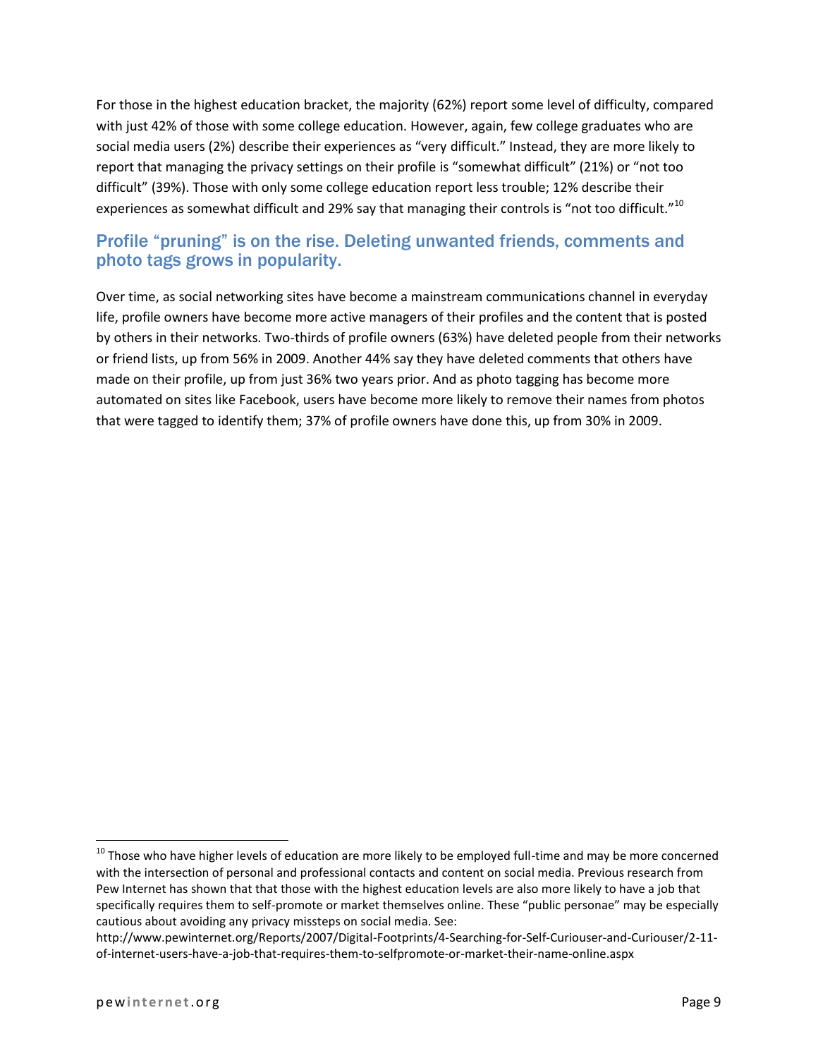For those in the highest education bracket, the majority (62%) report some level of difficulty, compared with just 42% of those with some college education. However, again, few college graduates who are social media users (2%) describe their experiences as "very difficult." Instead, they are more likely to report that managing the privacy settings on their profile is "somewhat difficult" (21%) or "not too difficult" (39%). Those with only some college education report less trouble; 12% describe their experiences as somewhat difficult and 29% say that managing their controls is "not too difficult."[10]

## Profile "pruning" is on the rise. Deleting unwanted friends, comments and photo tags grows in popularity.

Over time, as social networking sites have become a mainstream communications channel in everyday life, profile owners have become more active managers of their profiles and the content that is posted by others in their networks. Two-thirds of profile owners (63%) have deleted people from their networks or friend lists, up from 56% in 2009. Another 44% say they have deleted comments that others have made on their profile, up from just 36% two years prior. And as photo tagging has become more automated on sites like Facebook, users have become more likely to remove their names from photos that were tagged to identify them; 37% of profile owners have done this, up from 30% in 2009.

---

[10] Those who have higher levels of education are more likely to be employed full-time and may be more concerned with the intersection of personal and professional contacts and content on social media. Previous research from Pew Internet has shown that that those with the highest education levels are also more likely to have a job that specifically requires them to self-promote or market themselves online. These "public personae" may be especially cautious about avoiding any privacy missteps on social media. See: http://www.pewinternet.org/Reports/2007/Digital-Footprints/4-Searching-for-Self-Curiouser-and-Curiouser/2-11-of-internet-users-have-a-job-that-requires-them-to-selfpromote-or-market-their-name-online.aspx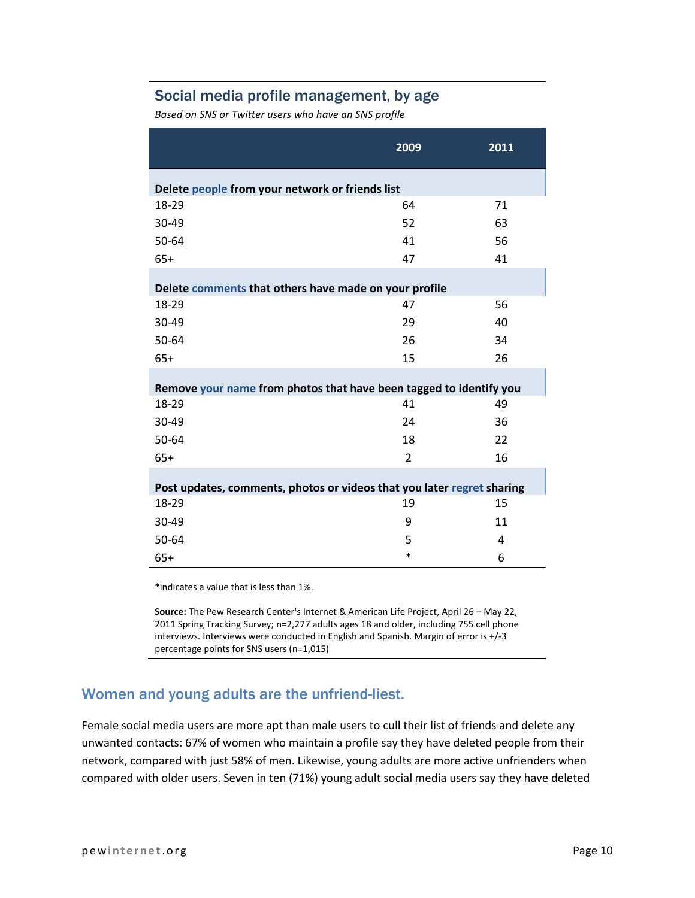### Social media profile management, by age

*Based on SNS or Twitter users who have an SNS profile*

| | 2009 | 2011 |
|---|---|---|
| **Delete people from your network or friends list** | | |
| 18-29 | 64 | 71 |
| 30-49 | 52 | 63 |
| 50-64 | 41 | 56 |
| 65+ | 47 | 41 |
| **Delete comments that others have made on your profile** | | |
| 18-29 | 47 | 56 |
| 30-49 | 29 | 40 |
| 50-64 | 26 | 34 |
| 65+ | 15 | 26 |
| **Remove your name from photos that have been tagged to identify you** | | |
| 18-29 | 41 | 49 |
| 30-49 | 24 | 36 |
| 50-64 | 18 | 22 |
| 65+ | 2 | 16 |
| **Post updates, comments, photos or videos that you later regret sharing** | | |
| 18-29 | 19 | 15 |
| 30-49 | 9 | 11 |
| 50-64 | 5 | 4 |
| 65+ | * | 6 |

*indicates a value that is less than 1%.

**Source:** The Pew Research Center's Internet & American Life Project, April 26 – May 22, 2011 Spring Tracking Survey; n=2,277 adults ages 18 and older, including 755 cell phone interviews. Interviews were conducted in English and Spanish. Margin of error is +/-3 percentage points for SNS users (n=1,015)

## Women and young adults are the unfriend-liest.

Female social media users are more apt than male users to cull their list of friends and delete any unwanted contacts: 67% of women who maintain a profile say they have deleted people from their network, compared with just 58% of men. Likewise, young adults are more active unfrienders when compared with older users. Seven in ten (71%) young adult social media users say they have deleted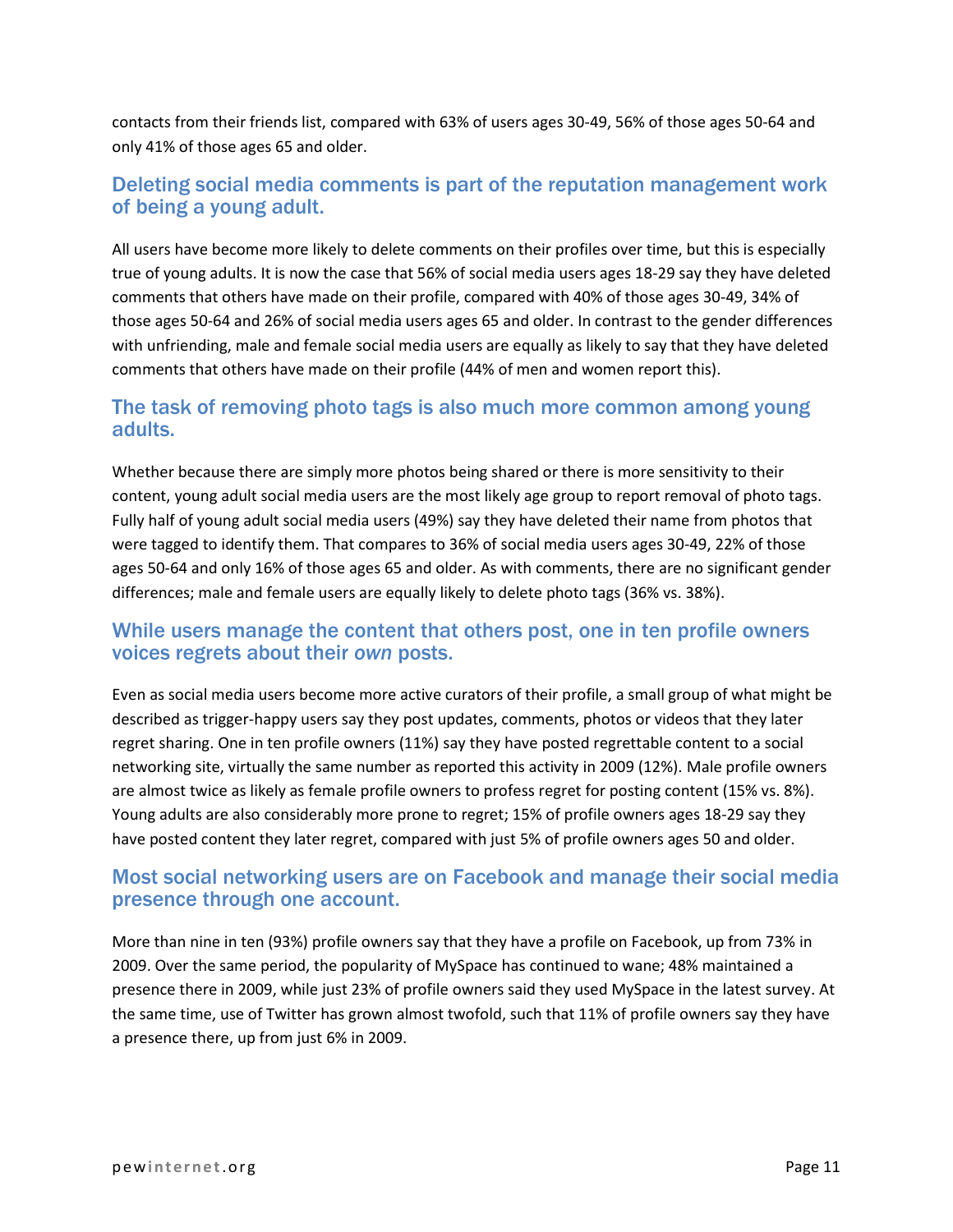contacts from their friends list, compared with 63% of users ages 30-49, 56% of those ages 50-64 and only 41% of those ages 65 and older.

## Deleting social media comments is part of the reputation management work of being a young adult.

All users have become more likely to delete comments on their profiles over time, but this is especially true of young adults. It is now the case that 56% of social media users ages 18-29 say they have deleted comments that others have made on their profile, compared with 40% of those ages 30-49, 34% of those ages 50-64 and 26% of social media users ages 65 and older. In contrast to the gender differences with unfriending, male and female social media users are equally as likely to say that they have deleted comments that others have made on their profile (44% of men and women report this).

## The task of removing photo tags is also much more common among young adults.

Whether because there are simply more photos being shared or there is more sensitivity to their content, young adult social media users are the most likely age group to report removal of photo tags. Fully half of young adult social media users (49%) say they have deleted their name from photos that were tagged to identify them. That compares to 36% of social media users ages 30-49, 22% of those ages 50-64 and only 16% of those ages 65 and older. As with comments, there are no significant gender differences; male and female users are equally likely to delete photo tags (36% vs. 38%).

## While users manage the content that others post, one in ten profile owners voices regrets about their *own* posts.

Even as social media users become more active curators of their profile, a small group of what might be described as trigger-happy users say they post updates, comments, photos or videos that they later regret sharing. One in ten profile owners (11%) say they have posted regrettable content to a social networking site, virtually the same number as reported this activity in 2009 (12%). Male profile owners are almost twice as likely as female profile owners to profess regret for posting content (15% vs. 8%). Young adults are also considerably more prone to regret; 15% of profile owners ages 18-29 say they have posted content they later regret, compared with just 5% of profile owners ages 50 and older.

## Most social networking users are on Facebook and manage their social media presence through one account.

More than nine in ten (93%) profile owners say that they have a profile on Facebook, up from 73% in 2009. Over the same period, the popularity of MySpace has continued to wane; 48% maintained a presence there in 2009, while just 23% of profile owners said they used MySpace in the latest survey. At the same time, use of Twitter has grown almost twofold, such that 11% of profile owners say they have a presence there, up from just 6% in 2009.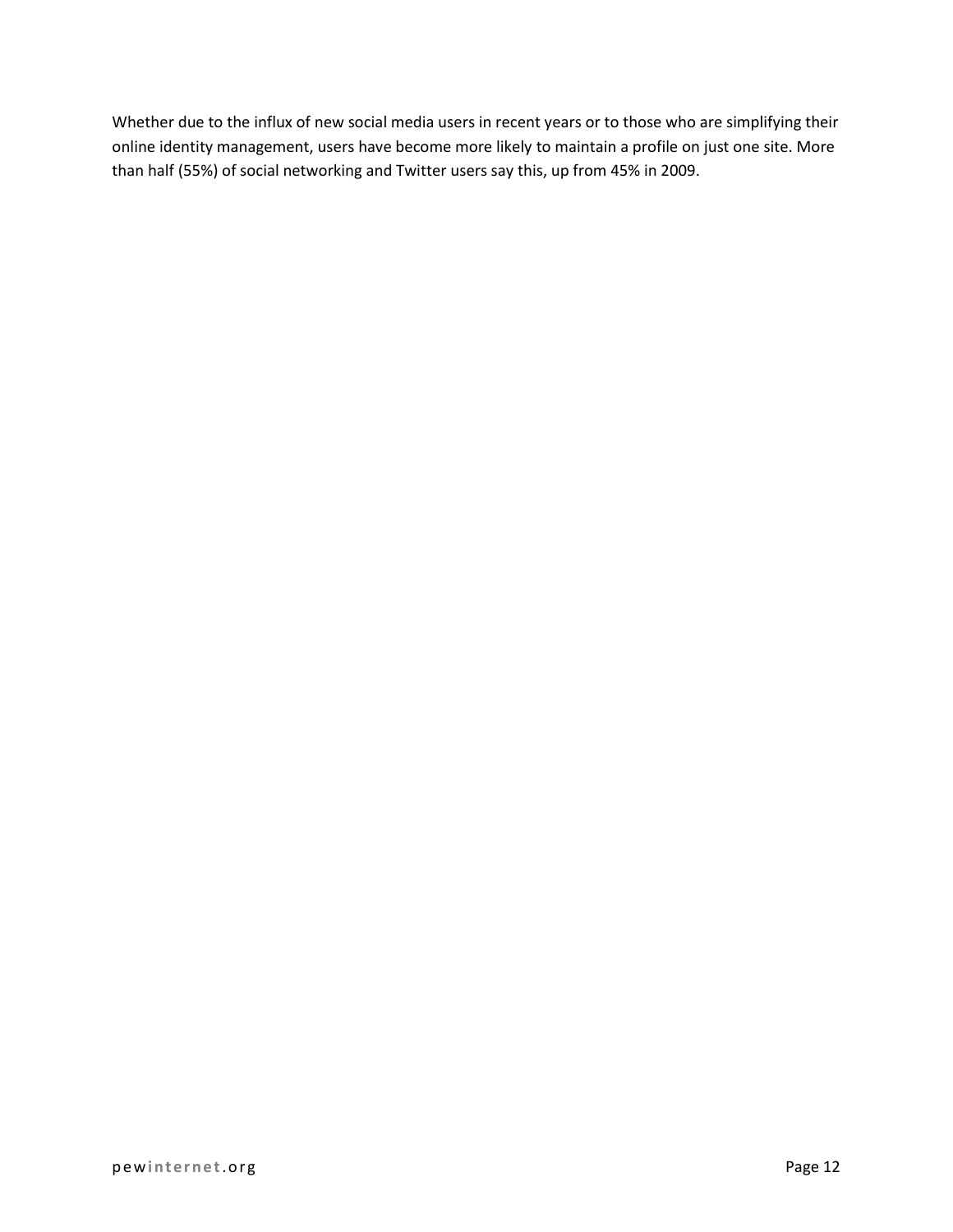Whether due to the influx of new social media users in recent years or to those who are simplifying their online identity management, users have become more likely to maintain a profile on just one site. More than half (55%) of social networking and Twitter users say this, up from 45% in 2009.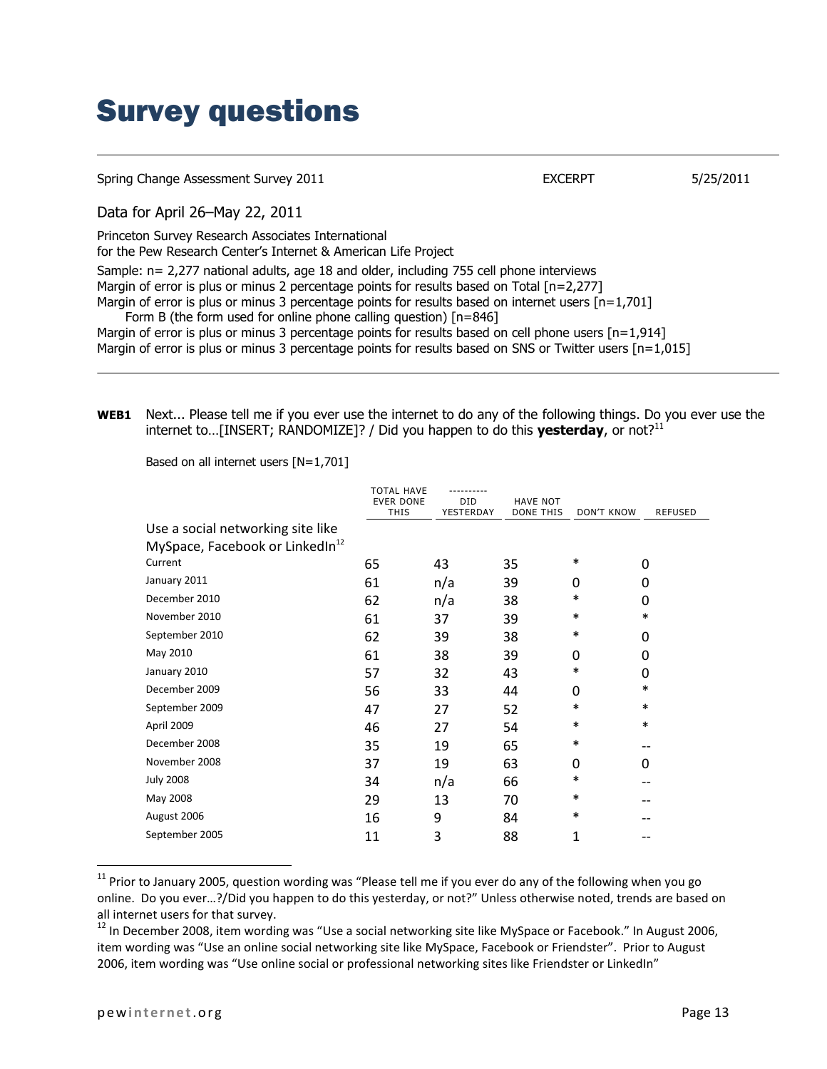# Survey questions

Spring Change Assessment Survey 2011 EXCERPT 5/25/2011

Data for April 26–May 22, 2011

Princeton Survey Research Associates International
for the Pew Research Center's Internet & American Life Project

Sample: n= 2,277 national adults, age 18 and older, including 755 cell phone interviews
Margin of error is plus or minus 2 percentage points for results based on Total [n=2,277]
Margin of error is plus or minus 3 percentage points for results based on internet users [n=1,701]
Form B (the form used for online phone calling question) [n=846]
Margin of error is plus or minus 3 percentage points for results based on cell phone users [n=1,914]
Margin of error is plus or minus 3 percentage points for results based on SNS or Twitter users [n=1,015]

**WEB1** Next... Please tell me if you ever use the internet to do any of the following things. Do you ever use the internet to…[INSERT; RANDOMIZE]? / Did you happen to do this **yesterday**, or not?[11]

Based on all internet users [N=1,701]

| | TOTAL HAVE EVER DONE THIS | DID YESTERDAY | HAVE NOT DONE THIS | DON'T KNOW | REFUSED |
|---|---|---|---|---|---|
| Use a social networking site like MySpace, Facebook or LinkedIn[12] | | | | | |
| Current | 65 | 43 | 35 | * | 0 |
| January 2011 | 61 | n/a | 39 | 0 | 0 |
| December 2010 | 62 | n/a | 38 | * | 0 |
| November 2010 | 61 | 37 | 39 | * | * |
| September 2010 | 62 | 39 | 38 | * | 0 |
| May 2010 | 61 | 38 | 39 | 0 | 0 |
| January 2010 | 57 | 32 | 43 | * | 0 |
| December 2009 | 56 | 33 | 44 | 0 | * |
| September 2009 | 47 | 27 | 52 | * | * |
| April 2009 | 46 | 27 | 54 | * | * |
| December 2008 | 35 | 19 | 65 | * | -- |
| November 2008 | 37 | 19 | 63 | 0 | 0 |
| July 2008 | 34 | n/a | 66 | * | -- |
| May 2008 | 29 | 13 | 70 | * | -- |
| August 2006 | 16 | 9 | 84 | * | -- |
| September 2005 | 11 | 3 | 88 | 1 | -- |

[11] Prior to January 2005, question wording was "Please tell me if you ever do any of the following when you go online. Do you ever…?/Did you happen to do this yesterday, or not?" Unless otherwise noted, trends are based on all internet users for that survey.

[12] In December 2008, item wording was "Use a social networking site like MySpace or Facebook." In August 2006, item wording was "Use an online social networking site like MySpace, Facebook or Friendster". Prior to August 2006, item wording was "Use online social or professional networking sites like Friendster or LinkedIn"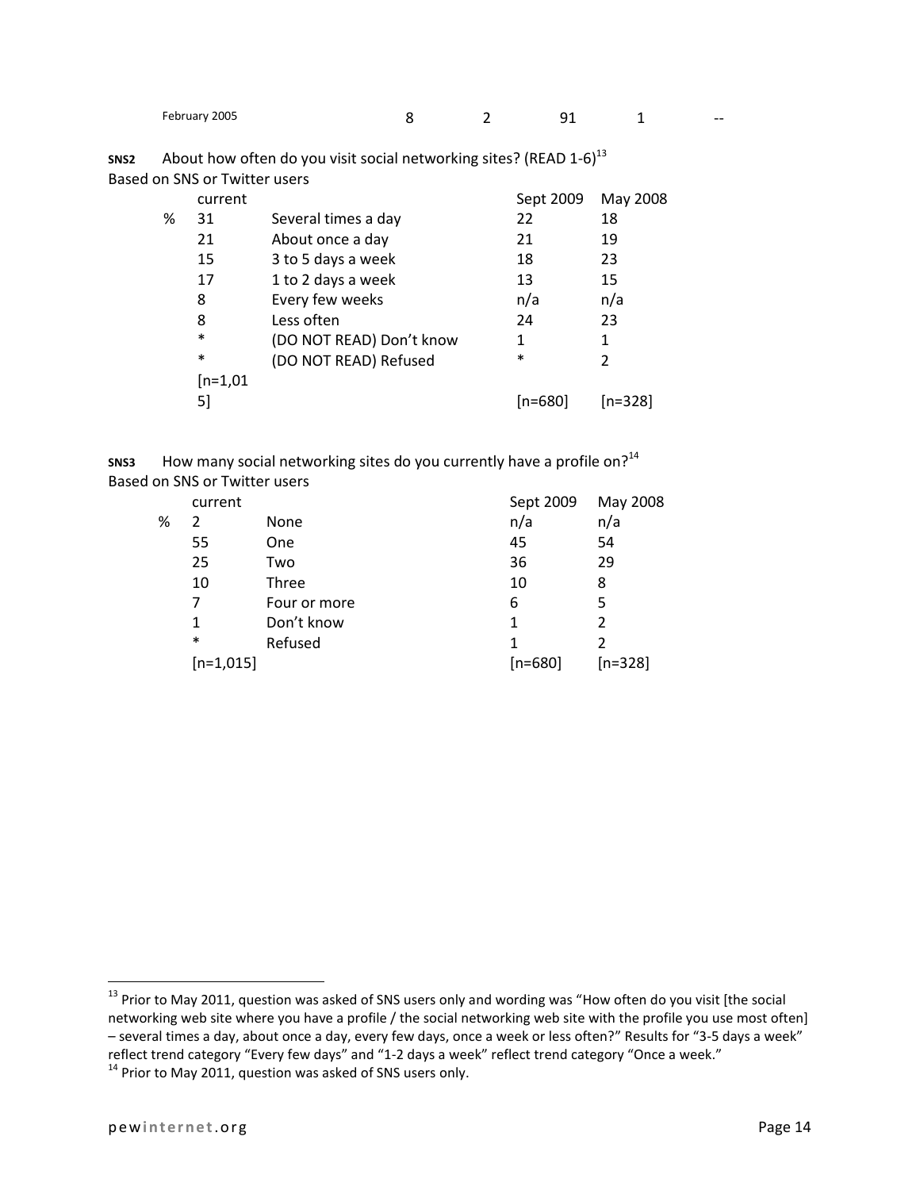| February 2005 | 8 | 2 | 91 | 1 | -- |
|---|---|---|---|---|---|

**SNS2** About how often do you visit social networking sites? (READ 1-6)[13]

Based on SNS or Twitter users

| | current | | Sept 2009 | May 2008 |
|---|---|---|---|---|
| % | 31 | Several times a day | 22 | 18 |
| | 21 | About once a day | 21 | 19 |
| | 15 | 3 to 5 days a week | 18 | 23 |
| | 17 | 1 to 2 days a week | 13 | 15 |
| | 8 | Every few weeks | n/a | n/a |
| | 8 | Less often | 24 | 23 |
| | * | (DO NOT READ) Don't know | 1 | 1 |
| | * | (DO NOT READ) Refused | * | 2 |
| | [n=1,015] | | [n=680] | [n=328] |

**SNS3** How many social networking sites do you currently have a profile on?[14]

Based on SNS or Twitter users

| | current | | Sept 2009 | May 2008 |
|---|---|---|---|---|
| % | 2 | None | n/a | n/a |
| | 55 | One | 45 | 54 |
| | 25 | Two | 36 | 29 |
| | 10 | Three | 10 | 8 |
| | 7 | Four or more | 6 | 5 |
| | 1 | Don't know | 1 | 2 |
| | * | Refused | 1 | 2 |
| | [n=1,015] | | [n=680] | [n=328] |

---

[13] Prior to May 2011, question was asked of SNS users only and wording was "How often do you visit [the social networking web site where you have a profile / the social networking web site with the profile you use most often] – several times a day, about once a day, every few days, once a week or less often?" Results for "3-5 days a week" reflect trend category "Every few days" and "1-2 days a week" reflect trend category "Once a week."

[14] Prior to May 2011, question was asked of SNS users only.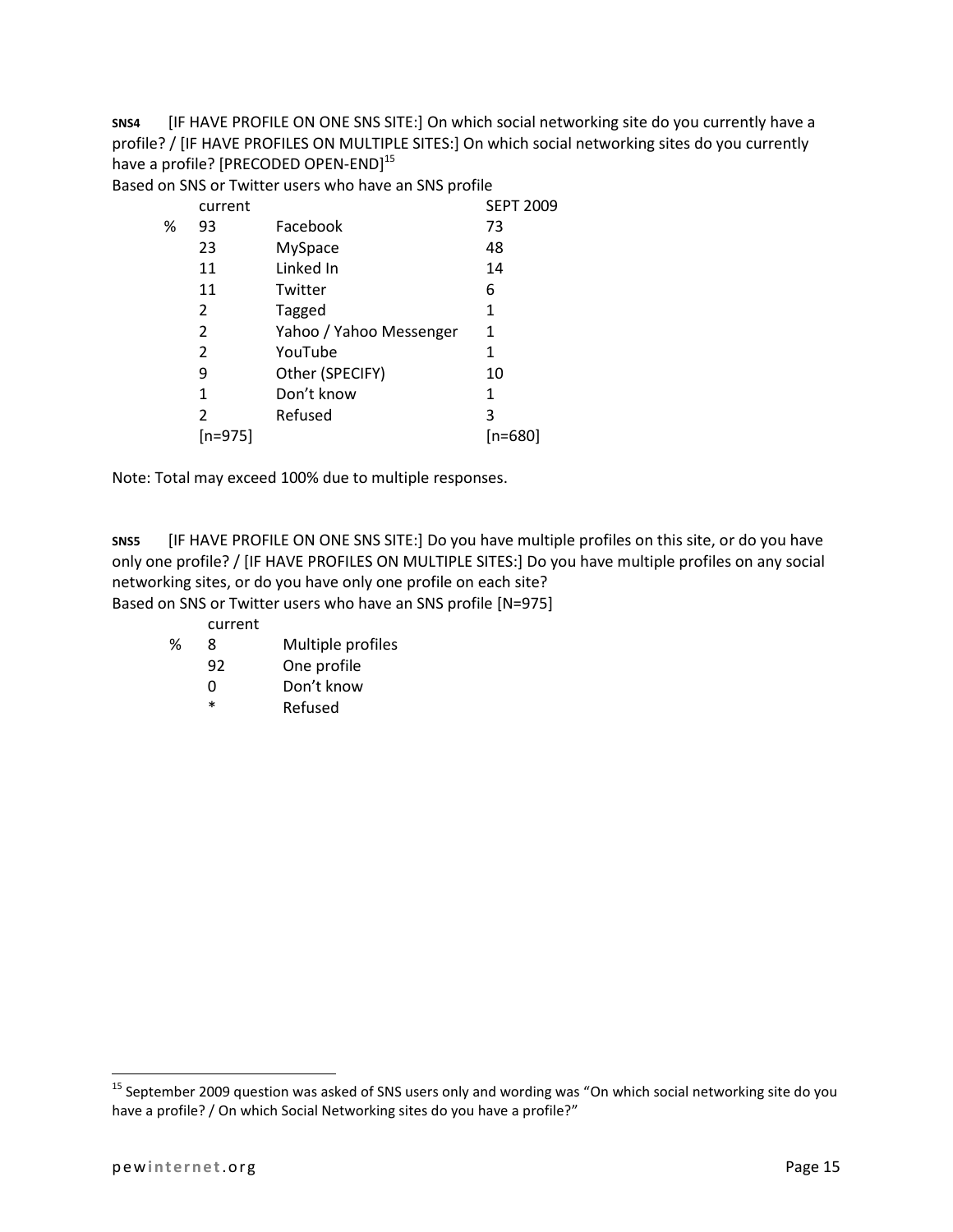**SNS4** [IF HAVE PROFILE ON ONE SNS SITE:] On which social networking site do you currently have a profile? / [IF HAVE PROFILES ON MULTIPLE SITES:] On which social networking sites do you currently have a profile? [PRECODED OPEN-END][15]

Based on SNS or Twitter users who have an SNS profile

| | current | | SEPT 2009 |
|---|---|---|---|
| % | 93 | Facebook | 73 |
| | 23 | MySpace | 48 |
| | 11 | Linked In | 14 |
| | 11 | Twitter | 6 |
| | 2 | Tagged | 1 |
| | 2 | Yahoo / Yahoo Messenger | 1 |
| | 2 | YouTube | 1 |
| | 9 | Other (SPECIFY) | 10 |
| | 1 | Don't know | 1 |
| | 2 | Refused | 3 |
| | [n=975] | | [n=680] |

Note: Total may exceed 100% due to multiple responses.

**SNS5** [IF HAVE PROFILE ON ONE SNS SITE:] Do you have multiple profiles on this site, or do you have only one profile? / [IF HAVE PROFILES ON MULTIPLE SITES:] Do you have multiple profiles on any social networking sites, or do you have only one profile on each site?

Based on SNS or Twitter users who have an SNS profile [N=975]

| | current | |
|---|---|---|
| % | 8 | Multiple profiles |
| | 92 | One profile |
| | 0 | Don't know |
| | * | Refused |

---

[15] September 2009 question was asked of SNS users only and wording was "On which social networking site do you have a profile? / On which Social Networking sites do you have a profile?"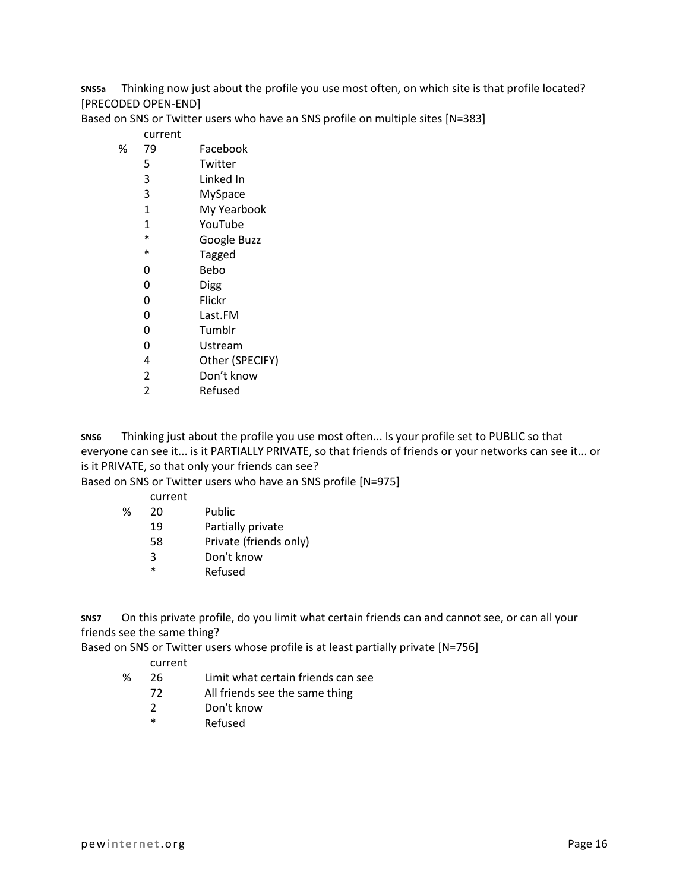**SNS5a** Thinking now just about the profile you use most often, on which site is that profile located? [PRECODED OPEN-END]

Based on SNS or Twitter users who have an SNS profile on multiple sites [N=383]

| | current | |
|---|---|---|
| % | 79 | Facebook |
| | 5 | Twitter |
| | 3 | Linked In |
| | 3 | MySpace |
| | 1 | My Yearbook |
| | 1 | YouTube |
| | * | Google Buzz |
| | * | Tagged |
| | 0 | Bebo |
| | 0 | Digg |
| | 0 | Flickr |
| | 0 | Last.FM |
| | 0 | Tumblr |
| | 0 | Ustream |
| | 4 | Other (SPECIFY) |
| | 2 | Don't know |
| | 2 | Refused |

**SNS6** Thinking just about the profile you use most often... Is your profile set to PUBLIC so that everyone can see it... is it PARTIALLY PRIVATE, so that friends of friends or your networks can see it... or is it PRIVATE, so that only your friends can see?

Based on SNS or Twitter users who have an SNS profile [N=975]

| | current | |
|---|---|---|
| % | 20 | Public |
| | 19 | Partially private |
| | 58 | Private (friends only) |
| | 3 | Don't know |
| | * | Refused |

**SNS7** On this private profile, do you limit what certain friends can and cannot see, or can all your friends see the same thing?

Based on SNS or Twitter users whose profile is at least partially private [N=756]

| | current | |
|---|---|---|
| % | 26 | Limit what certain friends can see |
| | 72 | All friends see the same thing |
| | 2 | Don't know |
| | * | Refused |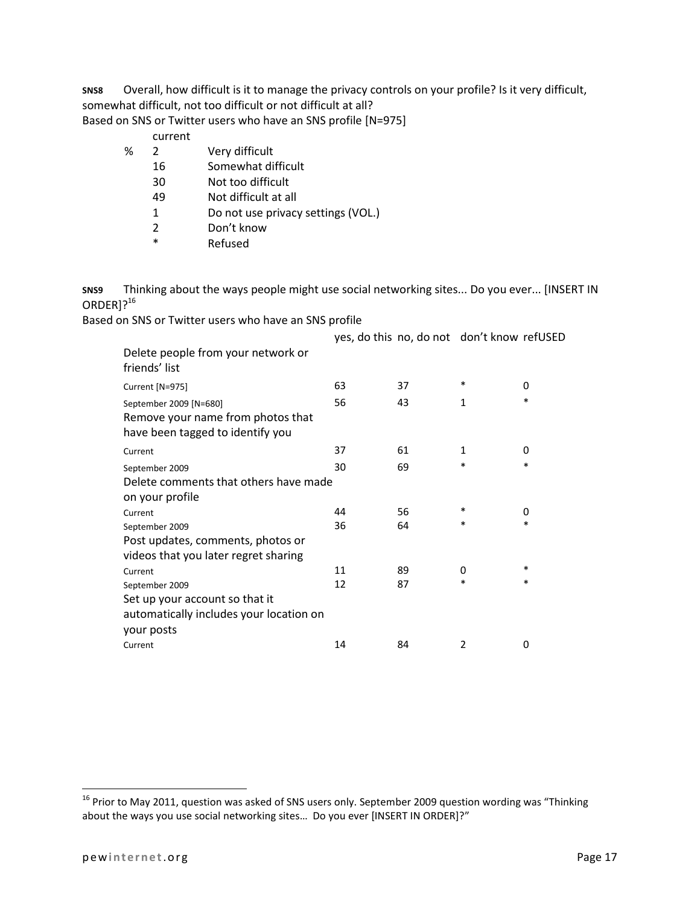**SNS8** Overall, how difficult is it to manage the privacy controls on your profile? Is it very difficult, somewhat difficult, not too difficult or not difficult at all?

Based on SNS or Twitter users who have an SNS profile [N=975]

| | current | |
|---|---|---|
| % | 2 | Very difficult |
| | 16 | Somewhat difficult |
| | 30 | Not too difficult |
| | 49 | Not difficult at all |
| | 1 | Do not use privacy settings (VOL.) |
| | 2 | Don't know |
| | * | Refused |

**SNS9** Thinking about the ways people might use social networking sites... Do you ever... [INSERT IN ORDER]?[16]

Based on SNS or Twitter users who have an SNS profile

| | yes, do this | no, do not | don't know | refUSED |
|---|---|---|---|---|
| Delete people from your network or friends' list | | | | |
| Current [N=975] | 63 | 37 | * | 0 |
| September 2009 [N=680] | 56 | 43 | 1 | * |
| Remove your name from photos that have been tagged to identify you | | | | |
| Current | 37 | 61 | 1 | 0 |
| September 2009 | 30 | 69 | * | * |
| Delete comments that others have made on your profile | | | | |
| Current | 44 | 56 | * | 0 |
| September 2009 | 36 | 64 | * | * |
| Post updates, comments, photos or videos that you later regret sharing | | | | |
| Current | 11 | 89 | 0 | * |
| September 2009 | 12 | 87 | * | * |
| Set up your account so that it automatically includes your location on your posts | | | | |
| Current | 14 | 84 | 2 | 0 |

[16] Prior to May 2011, question was asked of SNS users only. September 2009 question wording was "Thinking about the ways you use social networking sites… Do you ever [INSERT IN ORDER]?"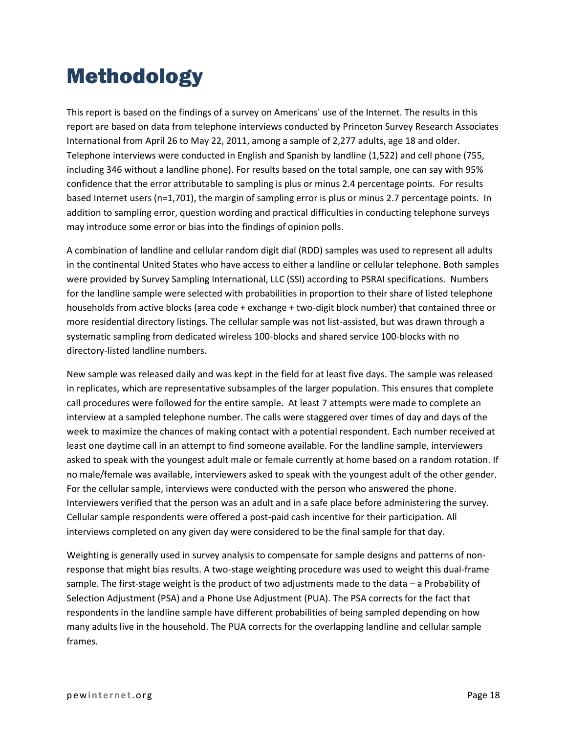# Methodology

This report is based on the findings of a survey on Americans' use of the Internet. The results in this report are based on data from telephone interviews conducted by Princeton Survey Research Associates International from April 26 to May 22, 2011, among a sample of 2,277 adults, age 18 and older. Telephone interviews were conducted in English and Spanish by landline (1,522) and cell phone (755, including 346 without a landline phone). For results based on the total sample, one can say with 95% confidence that the error attributable to sampling is plus or minus 2.4 percentage points. For results based Internet users (n=1,701), the margin of sampling error is plus or minus 2.7 percentage points. In addition to sampling error, question wording and practical difficulties in conducting telephone surveys may introduce some error or bias into the findings of opinion polls.

A combination of landline and cellular random digit dial (RDD) samples was used to represent all adults in the continental United States who have access to either a landline or cellular telephone. Both samples were provided by Survey Sampling International, LLC (SSI) according to PSRAI specifications. Numbers for the landline sample were selected with probabilities in proportion to their share of listed telephone households from active blocks (area code + exchange + two-digit block number) that contained three or more residential directory listings. The cellular sample was not list-assisted, but was drawn through a systematic sampling from dedicated wireless 100-blocks and shared service 100-blocks with no directory-listed landline numbers.

New sample was released daily and was kept in the field for at least five days. The sample was released in replicates, which are representative subsamples of the larger population. This ensures that complete call procedures were followed for the entire sample. At least 7 attempts were made to complete an interview at a sampled telephone number. The calls were staggered over times of day and days of the week to maximize the chances of making contact with a potential respondent. Each number received at least one daytime call in an attempt to find someone available. For the landline sample, interviewers asked to speak with the youngest adult male or female currently at home based on a random rotation. If no male/female was available, interviewers asked to speak with the youngest adult of the other gender. For the cellular sample, interviews were conducted with the person who answered the phone. Interviewers verified that the person was an adult and in a safe place before administering the survey. Cellular sample respondents were offered a post-paid cash incentive for their participation. All interviews completed on any given day were considered to be the final sample for that day.

Weighting is generally used in survey analysis to compensate for sample designs and patterns of non-response that might bias results. A two-stage weighting procedure was used to weight this dual-frame sample. The first-stage weight is the product of two adjustments made to the data – a Probability of Selection Adjustment (PSA) and a Phone Use Adjustment (PUA). The PSA corrects for the fact that respondents in the landline sample have different probabilities of being sampled depending on how many adults live in the household. The PUA corrects for the overlapping landline and cellular sample frames.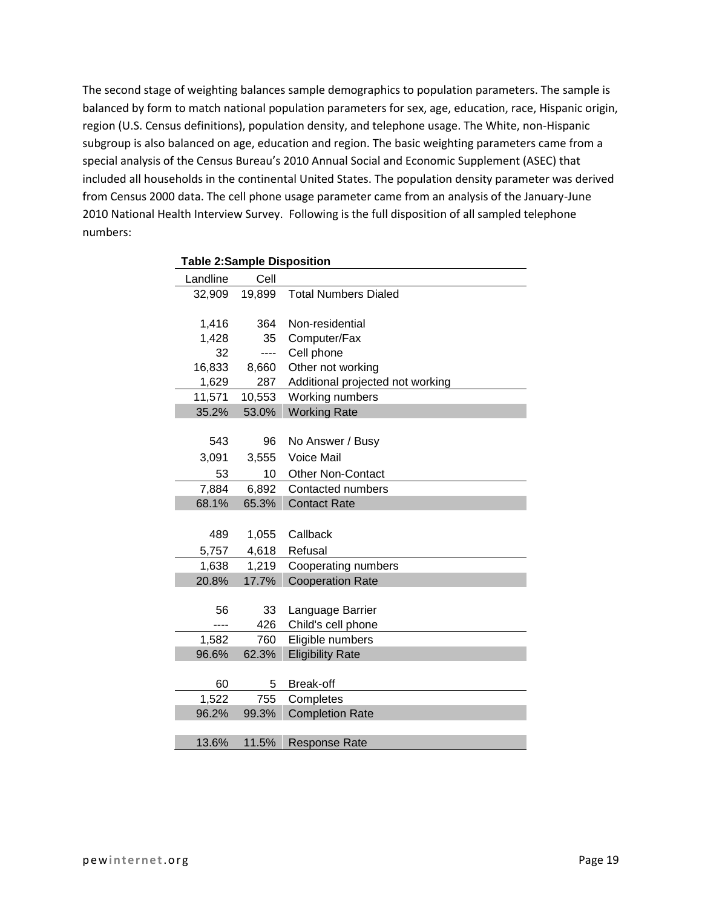The second stage of weighting balances sample demographics to population parameters. The sample is balanced by form to match national population parameters for sex, age, education, race, Hispanic origin, region (U.S. Census definitions), population density, and telephone usage. The White, non-Hispanic subgroup is also balanced on age, education and region. The basic weighting parameters came from a special analysis of the Census Bureau's 2010 Annual Social and Economic Supplement (ASEC) that included all households in the continental United States. The population density parameter was derived from Census 2000 data. The cell phone usage parameter came from an analysis of the January-June 2010 National Health Interview Survey. Following is the full disposition of all sampled telephone numbers:

**Table 2:Sample Disposition**

| Landline | Cell | |
|---|---|---|
| 32,909 | 19,899 | Total Numbers Dialed |
| | | |
| 1,416 | 364 | Non-residential |
| 1,428 | 35 | Computer/Fax |
| 32 | ---- | Cell phone |
| 16,833 | 8,660 | Other not working |
| 1,629 | 287 | Additional projected not working |
| 11,571 | 10,553 | Working numbers |
| 35.2% | 53.0% | Working Rate |
| | | |
| 543 | 96 | No Answer / Busy |
| 3,091 | 3,555 | Voice Mail |
| 53 | 10 | Other Non-Contact |
| 7,884 | 6,892 | Contacted numbers |
| 68.1% | 65.3% | Contact Rate |
| | | |
| 489 | 1,055 | Callback |
| 5,757 | 4,618 | Refusal |
| 1,638 | 1,219 | Cooperating numbers |
| 20.8% | 17.7% | Cooperation Rate |
| | | |
| 56 | 33 | Language Barrier |
| ---- | 426 | Child's cell phone |
| 1,582 | 760 | Eligible numbers |
| 96.6% | 62.3% | Eligibility Rate |
| | | |
| 60 | 5 | Break-off |
| 1,522 | 755 | Completes |
| 96.2% | 99.3% | Completion Rate |
| | | |
| 13.6% | 11.5% | Response Rate |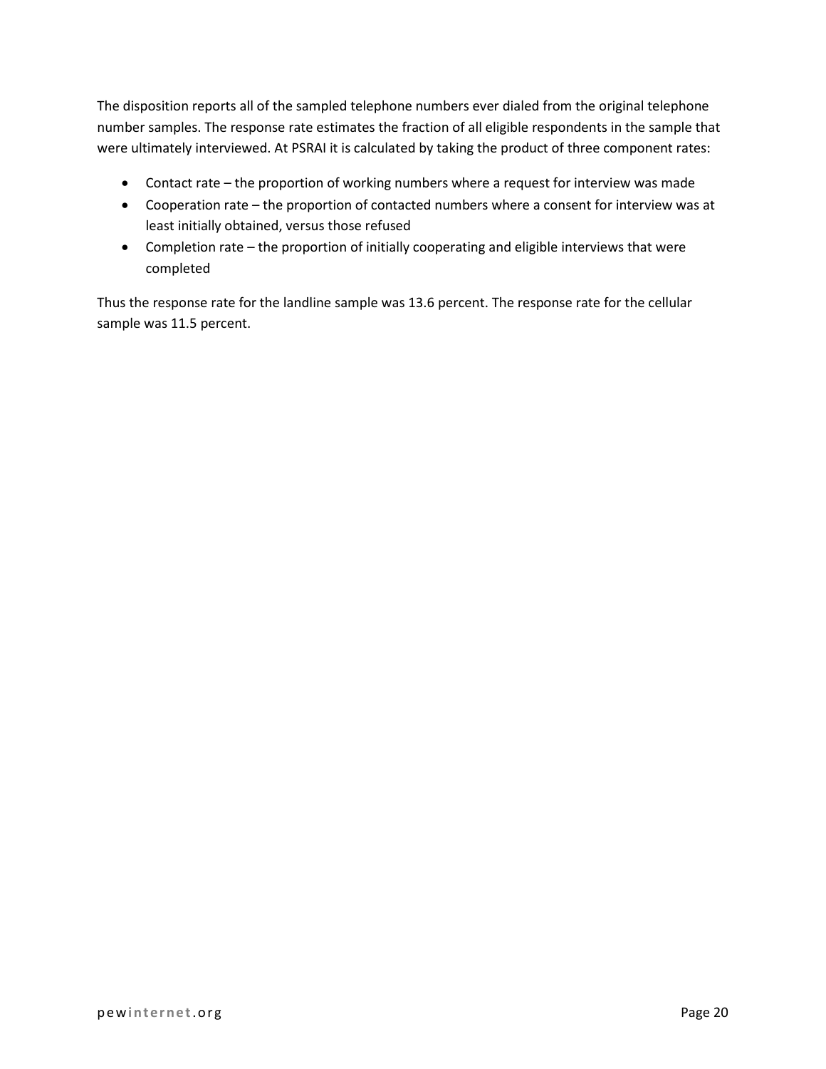The disposition reports all of the sampled telephone numbers ever dialed from the original telephone number samples. The response rate estimates the fraction of all eligible respondents in the sample that were ultimately interviewed. At PSRAI it is calculated by taking the product of three component rates:

- Contact rate – the proportion of working numbers where a request for interview was made
- Cooperation rate – the proportion of contacted numbers where a consent for interview was at least initially obtained, versus those refused
- Completion rate – the proportion of initially cooperating and eligible interviews that were completed

Thus the response rate for the landline sample was 13.6 percent. The response rate for the cellular sample was 11.5 percent.